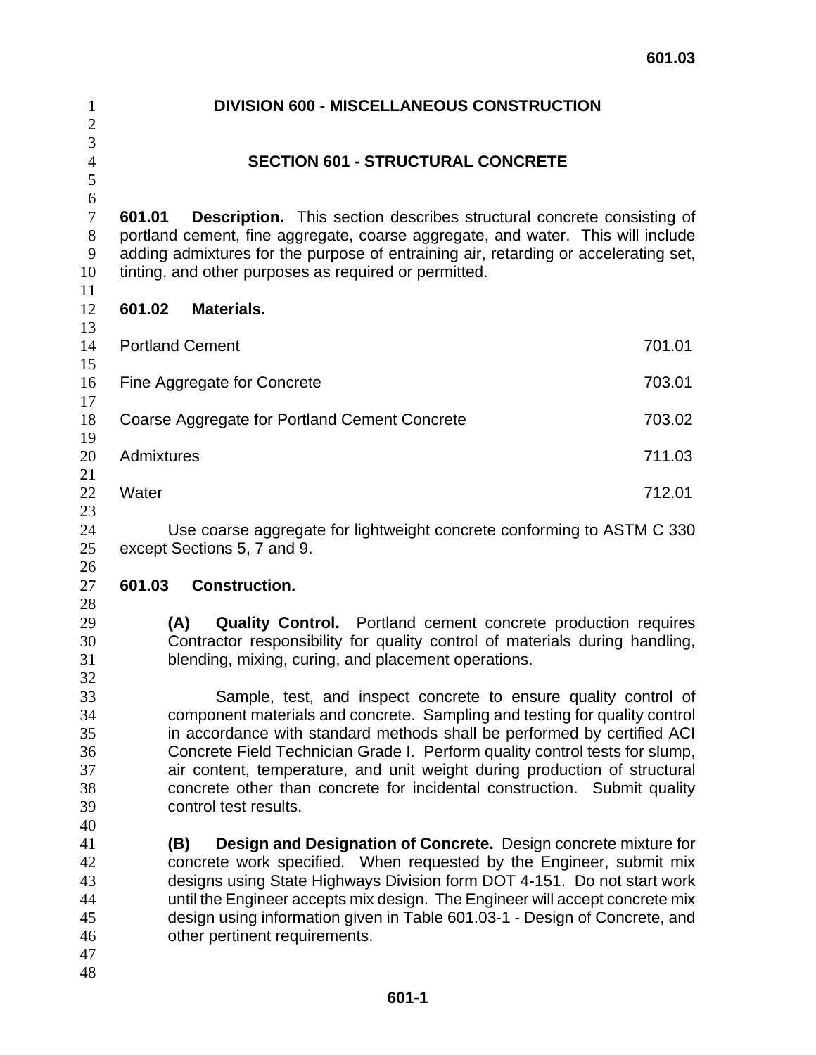# DIVISION 600 - MISCELLANEOUS CONSTRUCTION

## SECTION 601 - STRUCTURAL CONCRETE

**601.01 Description.** This section describes structural concrete consisting of portland cement, fine aggregate, coarse aggregate, and water. This will include adding admixtures for the purpose of entraining air, retarding or accelerating set, tinting, and other purposes as required or permitted.

**601.02 Materials.**

| | |
|---|---|
| Portland Cement | 701.01 |
| Fine Aggregate for Concrete | 703.01 |
| Coarse Aggregate for Portland Cement Concrete | 703.02 |
| Admixtures | 711.03 |
| Water | 712.01 |

Use coarse aggregate for lightweight concrete conforming to ASTM C 330 except Sections 5, 7 and 9.

**601.03 Construction.**

**(A) Quality Control.** Portland cement concrete production requires Contractor responsibility for quality control of materials during handling, blending, mixing, curing, and placement operations.

Sample, test, and inspect concrete to ensure quality control of component materials and concrete. Sampling and testing for quality control in accordance with standard methods shall be performed by certified ACI Concrete Field Technician Grade I. Perform quality control tests for slump, air content, temperature, and unit weight during production of structural concrete other than concrete for incidental construction. Submit quality control test results.

**(B) Design and Designation of Concrete.** Design concrete mixture for concrete work specified. When requested by the Engineer, submit mix designs using State Highways Division form DOT 4-151. Do not start work until the Engineer accepts mix design. The Engineer will accept concrete mix design using information given in Table 601.03-1 - Design of Concrete, and other pertinent requirements.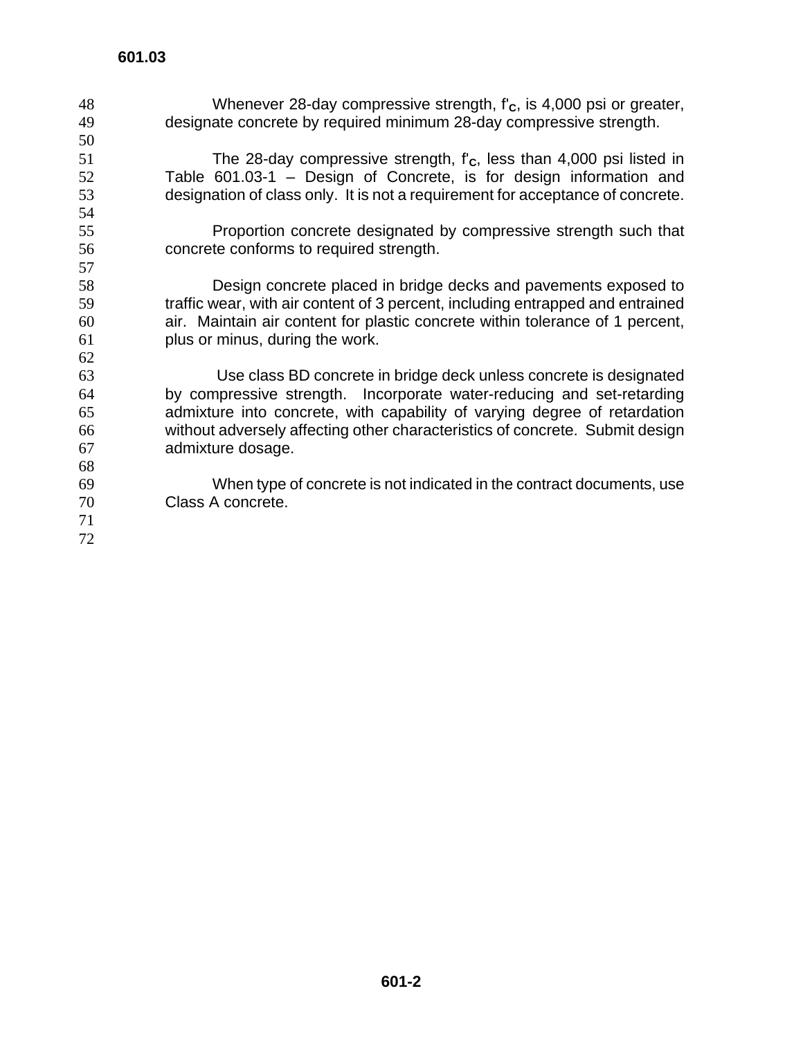Whenever 28-day compressive strength, $f'_c$, is 4,000 psi or greater, designate concrete by required minimum 28-day compressive strength.

The 28-day compressive strength, $f'_c$, less than 4,000 psi listed in Table 601.03-1 – Design of Concrete, is for design information and designation of class only. It is not a requirement for acceptance of concrete.

Proportion concrete designated by compressive strength such that concrete conforms to required strength.

Design concrete placed in bridge decks and pavements exposed to traffic wear, with air content of 3 percent, including entrapped and entrained air. Maintain air content for plastic concrete within tolerance of 1 percent, plus or minus, during the work.

Use class BD concrete in bridge deck unless concrete is designated by compressive strength. Incorporate water-reducing and set-retarding admixture into concrete, with capability of varying degree of retardation without adversely affecting other characteristics of concrete. Submit design admixture dosage.

When type of concrete is not indicated in the contract documents, use Class A concrete.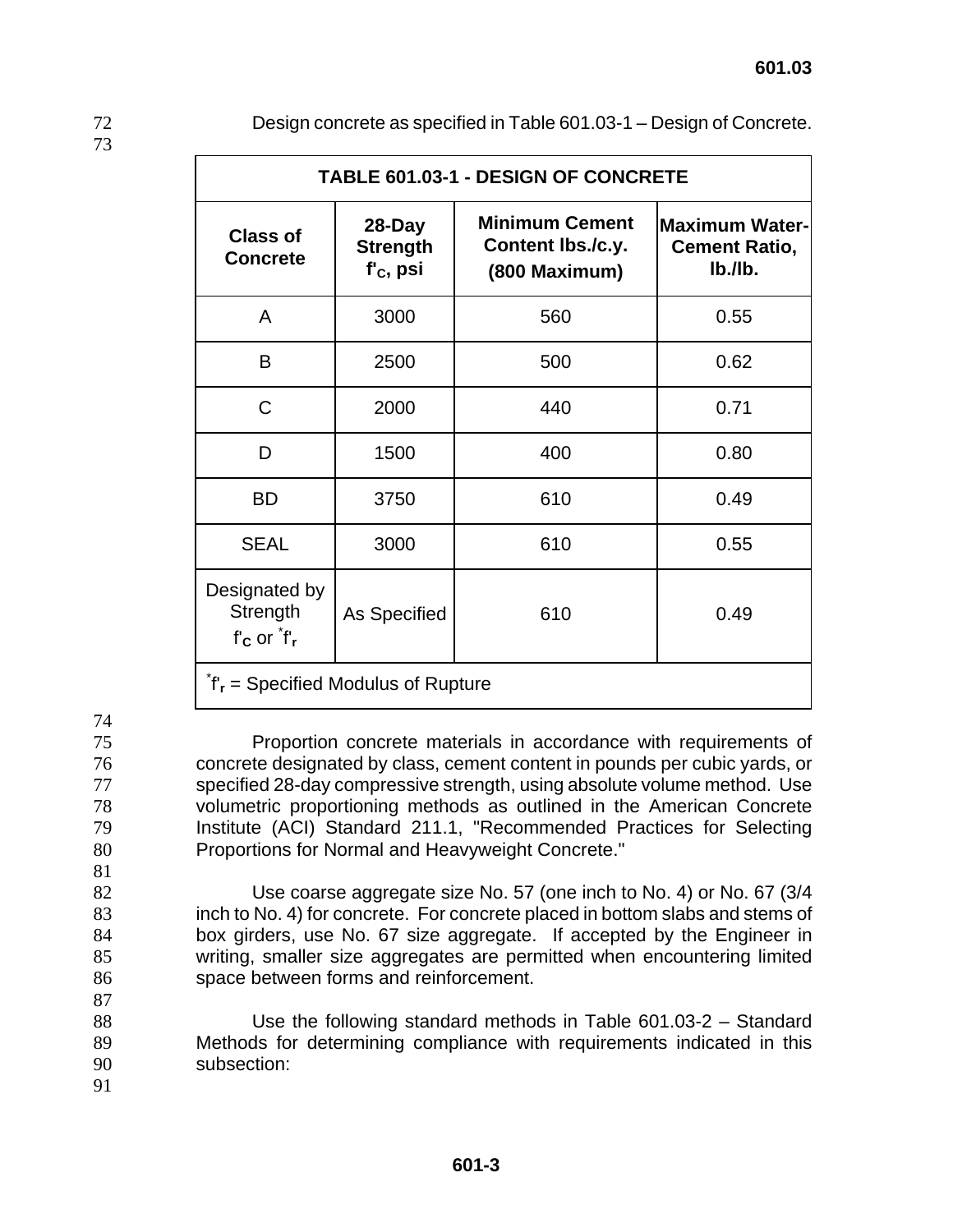Design concrete as specified in Table 601.03-1 – Design of Concrete.

| TABLE 601.03-1 - DESIGN OF CONCRETE | | | |
|---|---|---|---|
| **Class of Concrete** | **28-Day Strength $f'_C$, psi** | **Minimum Cement Content lbs./c.y. (800 Maximum)** | **Maximum Water-Cement Ratio, lb./lb.** |
| A | 3000 | 560 | 0.55 |
| B | 2500 | 500 | 0.62 |
| C | 2000 | 440 | 0.71 |
| D | 1500 | 400 | 0.80 |
| BD | 3750 | 610 | 0.49 |
| SEAL | 3000 | 610 | 0.55 |
| Designated by Strength $f'_C$ or *$f'_r$ | As Specified | 610 | 0.49 |

*$f'_r$ = Specified Modulus of Rupture

Proportion concrete materials in accordance with requirements of concrete designated by class, cement content in pounds per cubic yards, or specified 28-day compressive strength, using absolute volume method. Use volumetric proportioning methods as outlined in the American Concrete Institute (ACI) Standard 211.1, "Recommended Practices for Selecting Proportions for Normal and Heavyweight Concrete."

Use coarse aggregate size No. 57 (one inch to No. 4) or No. 67 (3/4 inch to No. 4) for concrete. For concrete placed in bottom slabs and stems of box girders, use No. 67 size aggregate. If accepted by the Engineer in writing, smaller size aggregates are permitted when encountering limited space between forms and reinforcement.

Use the following standard methods in Table 601.03-2 – Standard Methods for determining compliance with requirements indicated in this subsection: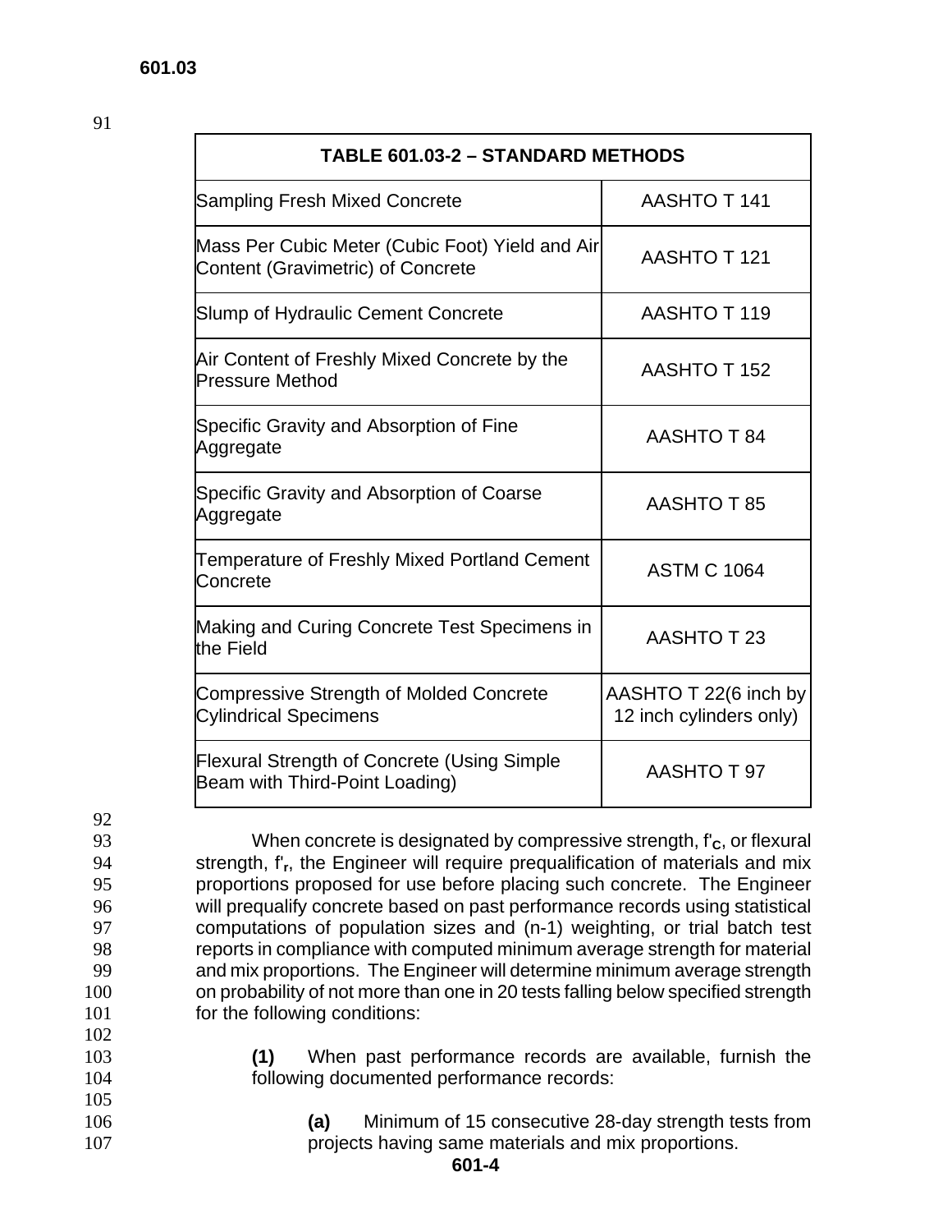| TABLE 601.03-2 – STANDARD METHODS | |
|---|---|
| Sampling Fresh Mixed Concrete | AASHTO T 141 |
| Mass Per Cubic Meter (Cubic Foot) Yield and Air Content (Gravimetric) of Concrete | AASHTO T 121 |
| Slump of Hydraulic Cement Concrete | AASHTO T 119 |
| Air Content of Freshly Mixed Concrete by the Pressure Method | AASHTO T 152 |
| Specific Gravity and Absorption of Fine Aggregate | AASHTO T 84 |
| Specific Gravity and Absorption of Coarse Aggregate | AASHTO T 85 |
| Temperature of Freshly Mixed Portland Cement Concrete | ASTM C 1064 |
| Making and Curing Concrete Test Specimens in the Field | AASHTO T 23 |
| Compressive Strength of Molded Concrete Cylindrical Specimens | AASHTO T 22(6 inch by 12 inch cylinders only) |
| Flexural Strength of Concrete (Using Simple Beam with Third-Point Loading) | AASHTO T 97 |

When concrete is designated by compressive strength, $f'_c$, or flexural strength, $f'_r$, the Engineer will require prequalification of materials and mix proportions proposed for use before placing such concrete. The Engineer will prequalify concrete based on past performance records using statistical computations of population sizes and (n-1) weighting, or trial batch test reports in compliance with computed minimum average strength for material and mix proportions. The Engineer will determine minimum average strength on probability of not more than one in 20 tests falling below specified strength for the following conditions:

**(1)** When past performance records are available, furnish the following documented performance records:

**(a)** Minimum of 15 consecutive 28-day strength tests from projects having same materials and mix proportions.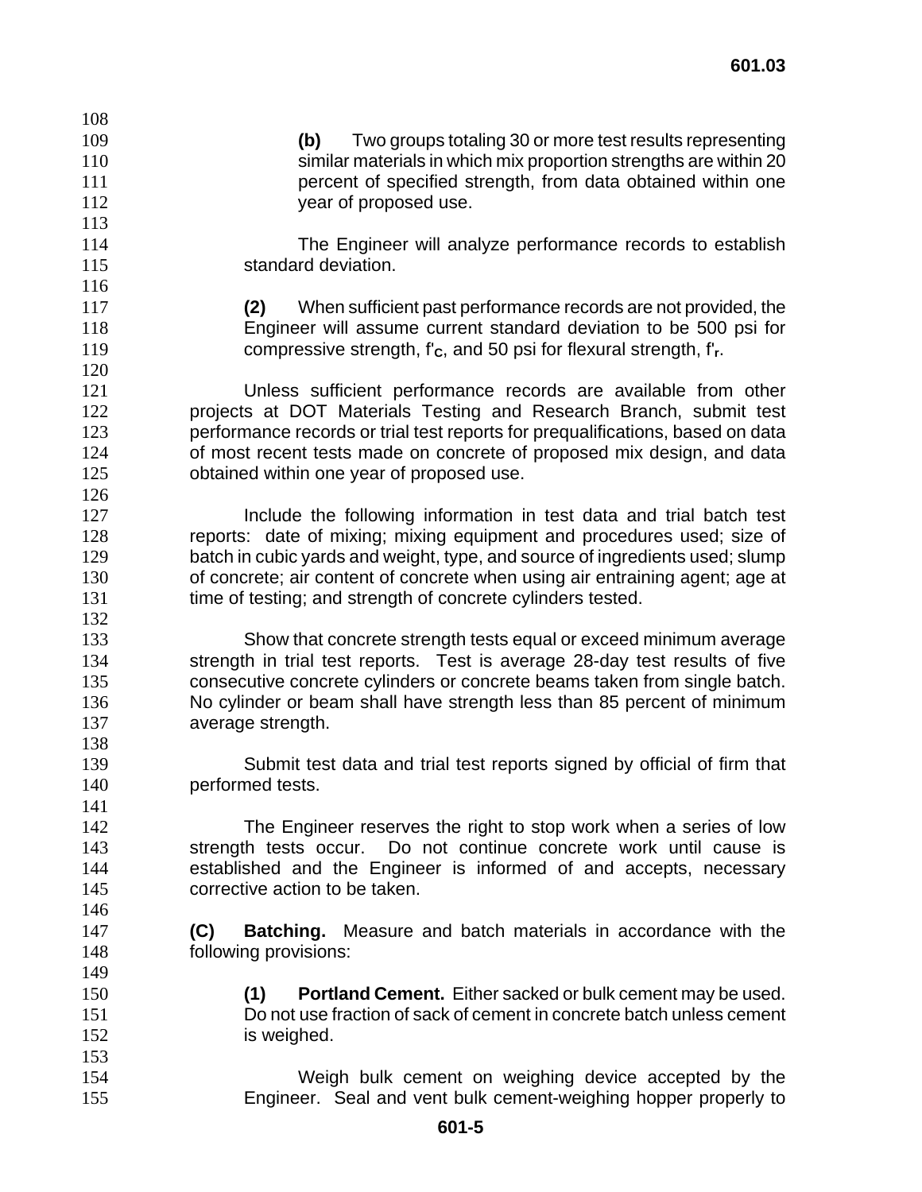**(b)** Two groups totaling 30 or more test results representing similar materials in which mix proportion strengths are within 20 percent of specified strength, from data obtained within one year of proposed use.

The Engineer will analyze performance records to establish standard deviation.

**(2)** When sufficient past performance records are not provided, the Engineer will assume current standard deviation to be 500 psi for compressive strength, $f'_c$, and 50 psi for flexural strength, $f'_r$.

Unless sufficient performance records are available from other projects at DOT Materials Testing and Research Branch, submit test performance records or trial test reports for prequalifications, based on data of most recent tests made on concrete of proposed mix design, and data obtained within one year of proposed use.

Include the following information in test data and trial batch test reports: date of mixing; mixing equipment and procedures used; size of batch in cubic yards and weight, type, and source of ingredients used; slump of concrete; air content of concrete when using air entraining agent; age at time of testing; and strength of concrete cylinders tested.

Show that concrete strength tests equal or exceed minimum average strength in trial test reports. Test is average 28-day test results of five consecutive concrete cylinders or concrete beams taken from single batch. No cylinder or beam shall have strength less than 85 percent of minimum average strength.

Submit test data and trial test reports signed by official of firm that performed tests.

The Engineer reserves the right to stop work when a series of low strength tests occur. Do not continue concrete work until cause is established and the Engineer is informed of and accepts, necessary corrective action to be taken.

**(C) Batching.** Measure and batch materials in accordance with the following provisions:

**(1) Portland Cement.** Either sacked or bulk cement may be used. Do not use fraction of sack of cement in concrete batch unless cement is weighed.

Weigh bulk cement on weighing device accepted by the Engineer. Seal and vent bulk cement-weighing hopper properly to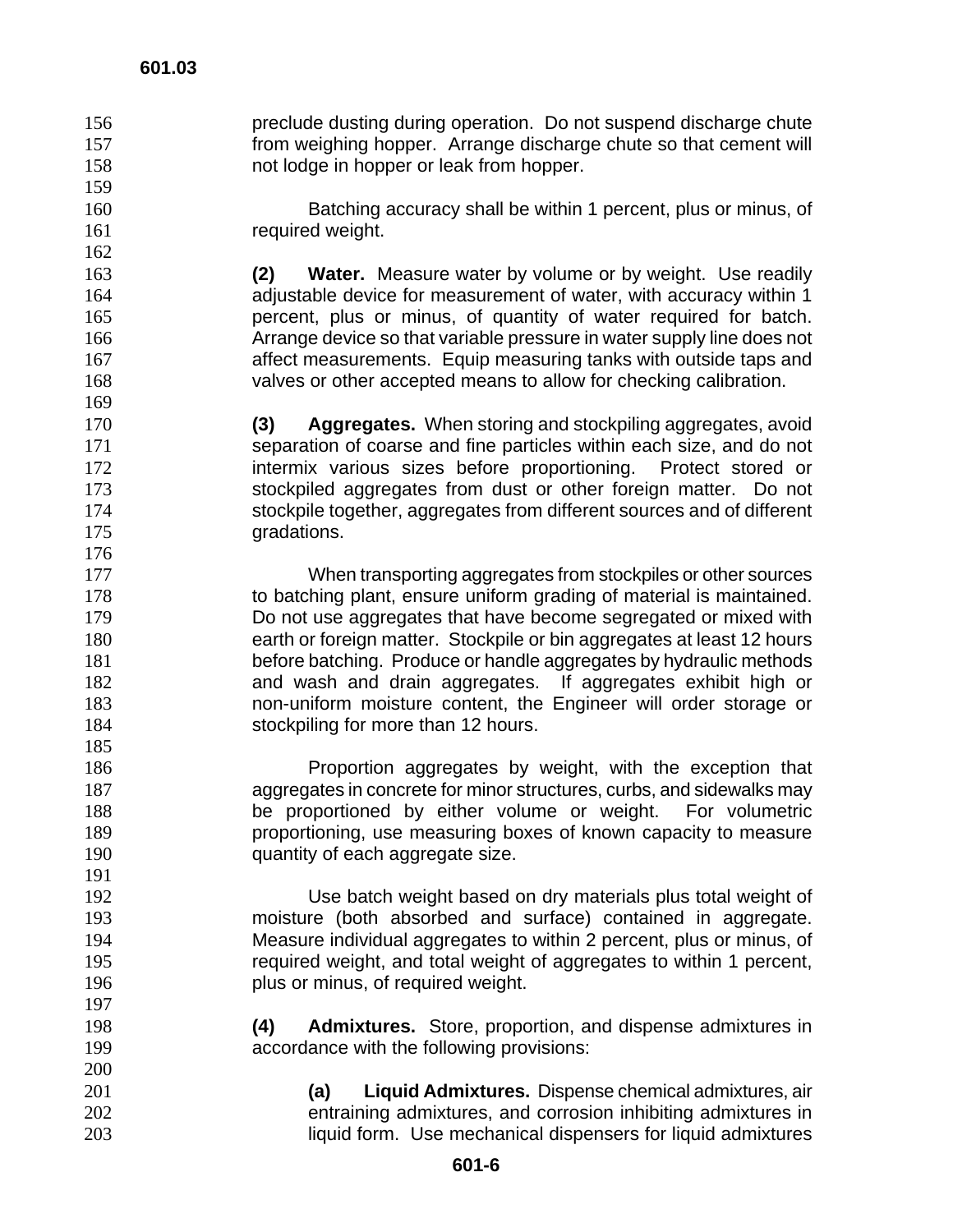preclude dusting during operation. Do not suspend discharge chute from weighing hopper. Arrange discharge chute so that cement will not lodge in hopper or leak from hopper.

Batching accuracy shall be within 1 percent, plus or minus, of required weight.

**(2) Water.** Measure water by volume or by weight. Use readily adjustable device for measurement of water, with accuracy within 1 percent, plus or minus, of quantity of water required for batch. Arrange device so that variable pressure in water supply line does not affect measurements. Equip measuring tanks with outside taps and valves or other accepted means to allow for checking calibration.

**(3) Aggregates.** When storing and stockpiling aggregates, avoid separation of coarse and fine particles within each size, and do not intermix various sizes before proportioning. Protect stored or stockpiled aggregates from dust or other foreign matter. Do not stockpile together, aggregates from different sources and of different gradations.

When transporting aggregates from stockpiles or other sources to batching plant, ensure uniform grading of material is maintained. Do not use aggregates that have become segregated or mixed with earth or foreign matter. Stockpile or bin aggregates at least 12 hours before batching. Produce or handle aggregates by hydraulic methods and wash and drain aggregates. If aggregates exhibit high or non-uniform moisture content, the Engineer will order storage or stockpiling for more than 12 hours.

Proportion aggregates by weight, with the exception that aggregates in concrete for minor structures, curbs, and sidewalks may be proportioned by either volume or weight. For volumetric proportioning, use measuring boxes of known capacity to measure quantity of each aggregate size.

Use batch weight based on dry materials plus total weight of moisture (both absorbed and surface) contained in aggregate. Measure individual aggregates to within 2 percent, plus or minus, of required weight, and total weight of aggregates to within 1 percent, plus or minus, of required weight.

**(4) Admixtures.** Store, proportion, and dispense admixtures in accordance with the following provisions:

**(a) Liquid Admixtures.** Dispense chemical admixtures, air entraining admixtures, and corrosion inhibiting admixtures in liquid form. Use mechanical dispensers for liquid admixtures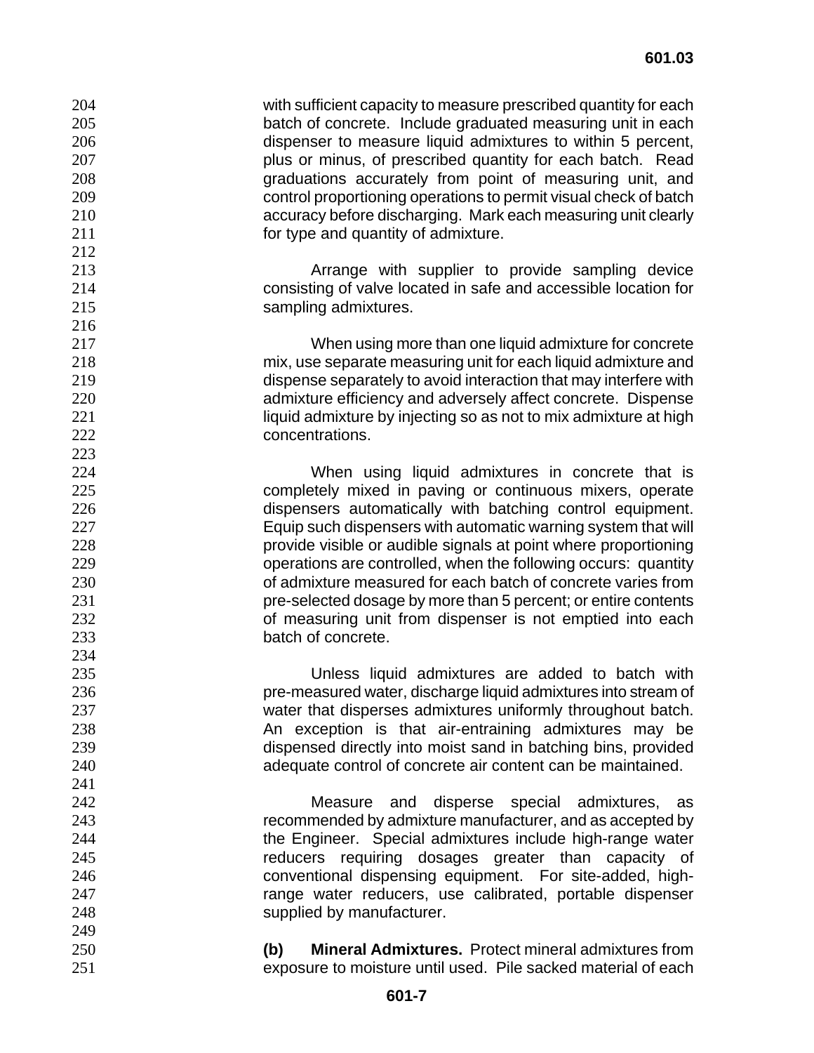with sufficient capacity to measure prescribed quantity for each batch of concrete. Include graduated measuring unit in each dispenser to measure liquid admixtures to within 5 percent, plus or minus, of prescribed quantity for each batch. Read graduations accurately from point of measuring unit, and control proportioning operations to permit visual check of batch accuracy before discharging. Mark each measuring unit clearly for type and quantity of admixture.

Arrange with supplier to provide sampling device consisting of valve located in safe and accessible location for sampling admixtures.

When using more than one liquid admixture for concrete mix, use separate measuring unit for each liquid admixture and dispense separately to avoid interaction that may interfere with admixture efficiency and adversely affect concrete. Dispense liquid admixture by injecting so as not to mix admixture at high concentrations.

When using liquid admixtures in concrete that is completely mixed in paving or continuous mixers, operate dispensers automatically with batching control equipment. Equip such dispensers with automatic warning system that will provide visible or audible signals at point where proportioning operations are controlled, when the following occurs: quantity of admixture measured for each batch of concrete varies from pre-selected dosage by more than 5 percent; or entire contents of measuring unit from dispenser is not emptied into each batch of concrete.

Unless liquid admixtures are added to batch with pre-measured water, discharge liquid admixtures into stream of water that disperses admixtures uniformly throughout batch. An exception is that air-entraining admixtures may be dispensed directly into moist sand in batching bins, provided adequate control of concrete air content can be maintained.

Measure and disperse special admixtures, as recommended by admixture manufacturer, and as accepted by the Engineer. Special admixtures include high-range water reducers requiring dosages greater than capacity of conventional dispensing equipment. For site-added, high-range water reducers, use calibrated, portable dispenser supplied by manufacturer.

**(b) Mineral Admixtures.** Protect mineral admixtures from exposure to moisture until used. Pile sacked material of each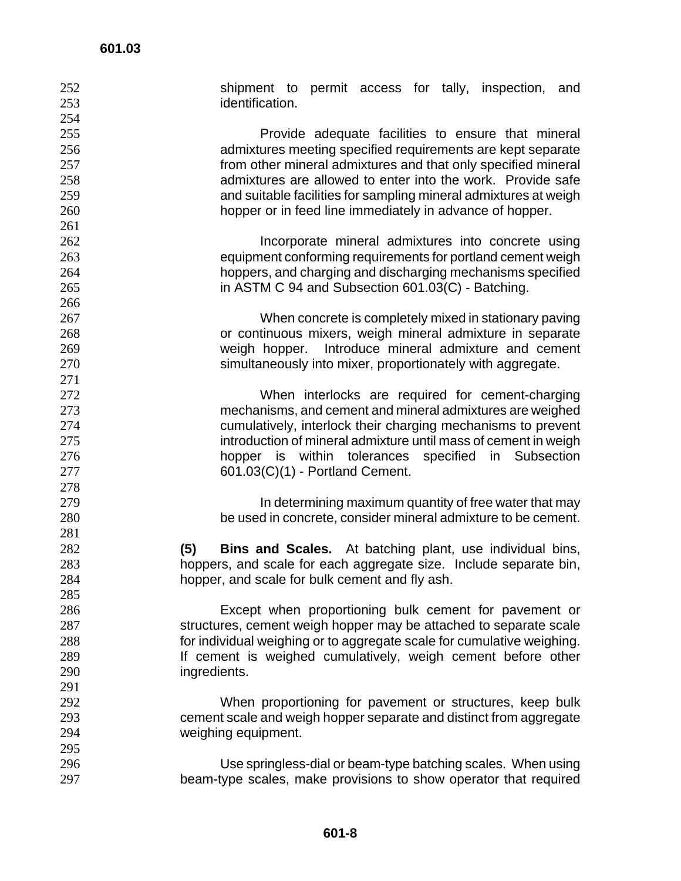shipment to permit access for tally, inspection, and identification.

Provide adequate facilities to ensure that mineral admixtures meeting specified requirements are kept separate from other mineral admixtures and that only specified mineral admixtures are allowed to enter into the work. Provide safe and suitable facilities for sampling mineral admixtures at weigh hopper or in feed line immediately in advance of hopper.

Incorporate mineral admixtures into concrete using equipment conforming requirements for portland cement weigh hoppers, and charging and discharging mechanisms specified in ASTM C 94 and Subsection 601.03(C) - Batching.

When concrete is completely mixed in stationary paving or continuous mixers, weigh mineral admixture in separate weigh hopper. Introduce mineral admixture and cement simultaneously into mixer, proportionately with aggregate.

When interlocks are required for cement-charging mechanisms, and cement and mineral admixtures are weighed cumulatively, interlock their charging mechanisms to prevent introduction of mineral admixture until mass of cement in weigh hopper is within tolerances specified in Subsection 601.03(C)(1) - Portland Cement.

In determining maximum quantity of free water that may be used in concrete, consider mineral admixture to be cement.

**(5) Bins and Scales.** At batching plant, use individual bins, hoppers, and scale for each aggregate size. Include separate bin, hopper, and scale for bulk cement and fly ash.

Except when proportioning bulk cement for pavement or structures, cement weigh hopper may be attached to separate scale for individual weighing or to aggregate scale for cumulative weighing. If cement is weighed cumulatively, weigh cement before other ingredients.

When proportioning for pavement or structures, keep bulk cement scale and weigh hopper separate and distinct from aggregate weighing equipment.

Use springless-dial or beam-type batching scales. When using beam-type scales, make provisions to show operator that required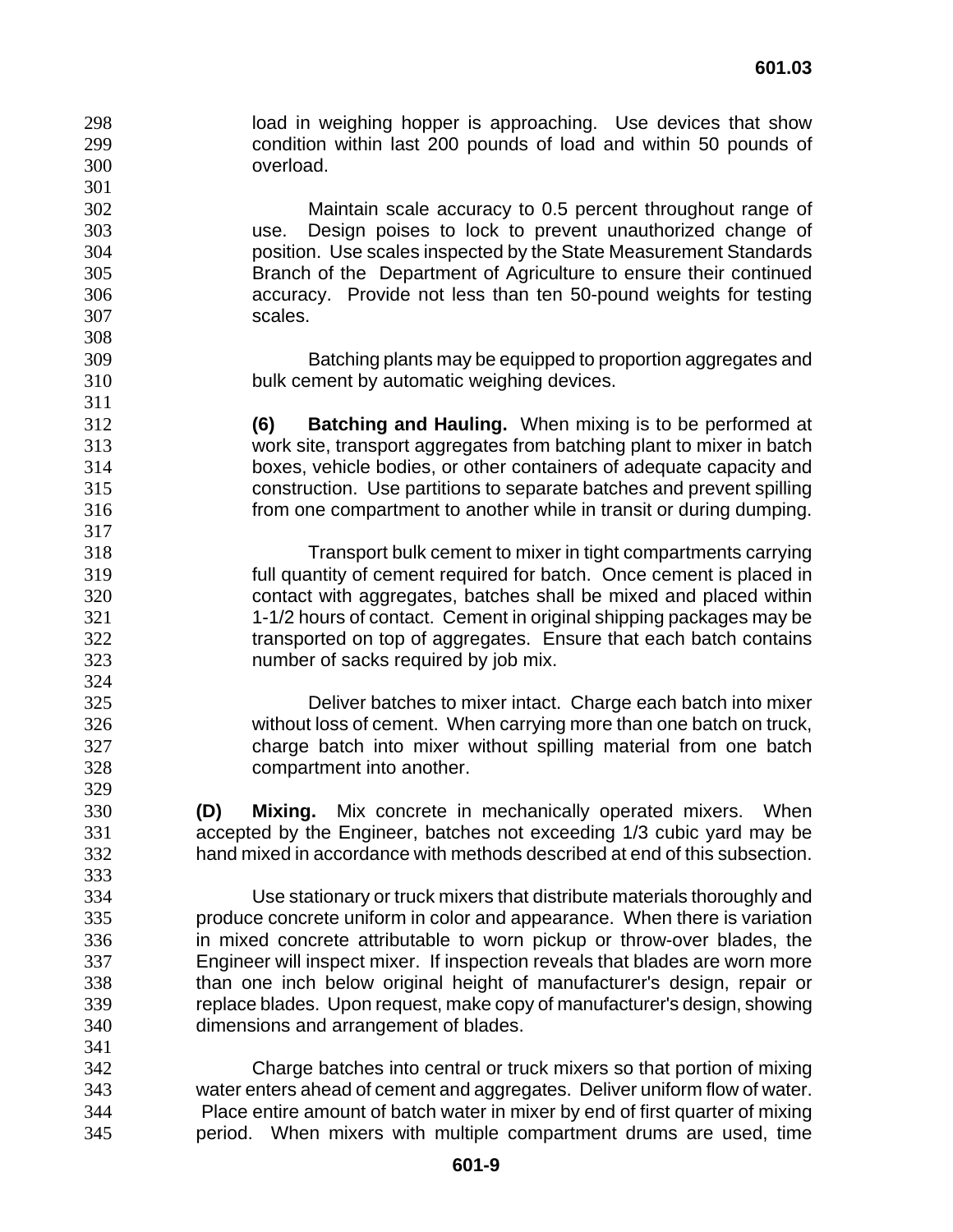load in weighing hopper is approaching. Use devices that show condition within last 200 pounds of load and within 50 pounds of overload.

Maintain scale accuracy to 0.5 percent throughout range of use. Design poises to lock to prevent unauthorized change of position. Use scales inspected by the State Measurement Standards Branch of the Department of Agriculture to ensure their continued accuracy. Provide not less than ten 50-pound weights for testing scales.

Batching plants may be equipped to proportion aggregates and bulk cement by automatic weighing devices.

**(6) Batching and Hauling.** When mixing is to be performed at work site, transport aggregates from batching plant to mixer in batch boxes, vehicle bodies, or other containers of adequate capacity and construction. Use partitions to separate batches and prevent spilling from one compartment to another while in transit or during dumping.

Transport bulk cement to mixer in tight compartments carrying full quantity of cement required for batch. Once cement is placed in contact with aggregates, batches shall be mixed and placed within 1-1/2 hours of contact. Cement in original shipping packages may be transported on top of aggregates. Ensure that each batch contains number of sacks required by job mix.

Deliver batches to mixer intact. Charge each batch into mixer without loss of cement. When carrying more than one batch on truck, charge batch into mixer without spilling material from one batch compartment into another.

**(D) Mixing.** Mix concrete in mechanically operated mixers. When accepted by the Engineer, batches not exceeding 1/3 cubic yard may be hand mixed in accordance with methods described at end of this subsection.

Use stationary or truck mixers that distribute materials thoroughly and produce concrete uniform in color and appearance. When there is variation in mixed concrete attributable to worn pickup or throw-over blades, the Engineer will inspect mixer. If inspection reveals that blades are worn more than one inch below original height of manufacturer's design, repair or replace blades. Upon request, make copy of manufacturer's design, showing dimensions and arrangement of blades.

Charge batches into central or truck mixers so that portion of mixing water enters ahead of cement and aggregates. Deliver uniform flow of water. Place entire amount of batch water in mixer by end of first quarter of mixing period. When mixers with multiple compartment drums are used, time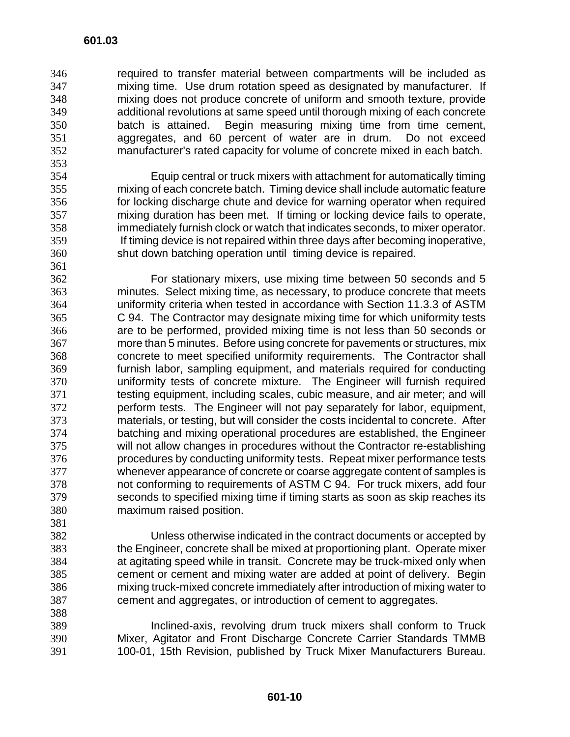required to transfer material between compartments will be included as mixing time. Use drum rotation speed as designated by manufacturer. If mixing does not produce concrete of uniform and smooth texture, provide additional revolutions at same speed until thorough mixing of each concrete batch is attained. Begin measuring mixing time from time cement, aggregates, and 60 percent of water are in drum. Do not exceed manufacturer's rated capacity for volume of concrete mixed in each batch.

Equip central or truck mixers with attachment for automatically timing mixing of each concrete batch. Timing device shall include automatic feature for locking discharge chute and device for warning operator when required mixing duration has been met. If timing or locking device fails to operate, immediately furnish clock or watch that indicates seconds, to mixer operator. If timing device is not repaired within three days after becoming inoperative, shut down batching operation until timing device is repaired.

For stationary mixers, use mixing time between 50 seconds and 5 minutes. Select mixing time, as necessary, to produce concrete that meets uniformity criteria when tested in accordance with Section 11.3.3 of ASTM C 94. The Contractor may designate mixing time for which uniformity tests are to be performed, provided mixing time is not less than 50 seconds or more than 5 minutes. Before using concrete for pavements or structures, mix concrete to meet specified uniformity requirements. The Contractor shall furnish labor, sampling equipment, and materials required for conducting uniformity tests of concrete mixture. The Engineer will furnish required testing equipment, including scales, cubic measure, and air meter; and will perform tests. The Engineer will not pay separately for labor, equipment, materials, or testing, but will consider the costs incidental to concrete. After batching and mixing operational procedures are established, the Engineer will not allow changes in procedures without the Contractor re-establishing procedures by conducting uniformity tests. Repeat mixer performance tests whenever appearance of concrete or coarse aggregate content of samples is not conforming to requirements of ASTM C 94. For truck mixers, add four seconds to specified mixing time if timing starts as soon as skip reaches its maximum raised position.

Unless otherwise indicated in the contract documents or accepted by the Engineer, concrete shall be mixed at proportioning plant. Operate mixer at agitating speed while in transit. Concrete may be truck-mixed only when cement or cement and mixing water are added at point of delivery. Begin mixing truck-mixed concrete immediately after introduction of mixing water to cement and aggregates, or introduction of cement to aggregates.

Inclined-axis, revolving drum truck mixers shall conform to Truck Mixer, Agitator and Front Discharge Concrete Carrier Standards TMMB 100-01, 15th Revision, published by Truck Mixer Manufacturers Bureau.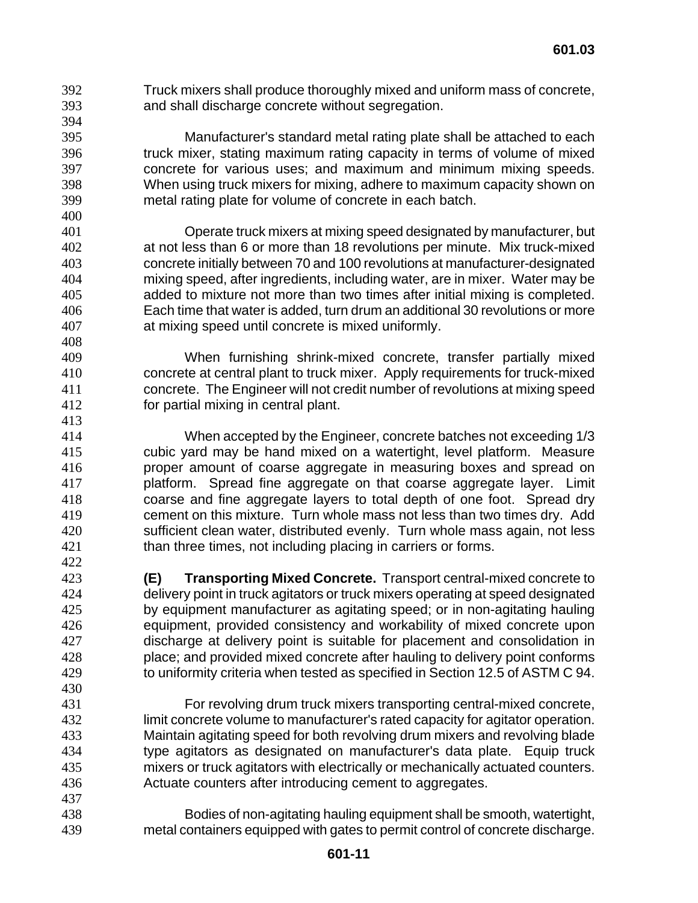Truck mixers shall produce thoroughly mixed and uniform mass of concrete, and shall discharge concrete without segregation.

Manufacturer's standard metal rating plate shall be attached to each truck mixer, stating maximum rating capacity in terms of volume of mixed concrete for various uses; and maximum and minimum mixing speeds. When using truck mixers for mixing, adhere to maximum capacity shown on metal rating plate for volume of concrete in each batch.

Operate truck mixers at mixing speed designated by manufacturer, but at not less than 6 or more than 18 revolutions per minute. Mix truck-mixed concrete initially between 70 and 100 revolutions at manufacturer-designated mixing speed, after ingredients, including water, are in mixer. Water may be added to mixture not more than two times after initial mixing is completed. Each time that water is added, turn drum an additional 30 revolutions or more at mixing speed until concrete is mixed uniformly.

When furnishing shrink-mixed concrete, transfer partially mixed concrete at central plant to truck mixer. Apply requirements for truck-mixed concrete. The Engineer will not credit number of revolutions at mixing speed for partial mixing in central plant.

When accepted by the Engineer, concrete batches not exceeding 1/3 cubic yard may be hand mixed on a watertight, level platform. Measure proper amount of coarse aggregate in measuring boxes and spread on platform. Spread fine aggregate on that coarse aggregate layer. Limit coarse and fine aggregate layers to total depth of one foot. Spread dry cement on this mixture. Turn whole mass not less than two times dry. Add sufficient clean water, distributed evenly. Turn whole mass again, not less than three times, not including placing in carriers or forms.

**(E) Transporting Mixed Concrete.** Transport central-mixed concrete to delivery point in truck agitators or truck mixers operating at speed designated by equipment manufacturer as agitating speed; or in non-agitating hauling equipment, provided consistency and workability of mixed concrete upon discharge at delivery point is suitable for placement and consolidation in place; and provided mixed concrete after hauling to delivery point conforms to uniformity criteria when tested as specified in Section 12.5 of ASTM C 94.

For revolving drum truck mixers transporting central-mixed concrete, limit concrete volume to manufacturer's rated capacity for agitator operation. Maintain agitating speed for both revolving drum mixers and revolving blade type agitators as designated on manufacturer's data plate. Equip truck mixers or truck agitators with electrically or mechanically actuated counters. Actuate counters after introducing cement to aggregates.

Bodies of non-agitating hauling equipment shall be smooth, watertight, metal containers equipped with gates to permit control of concrete discharge.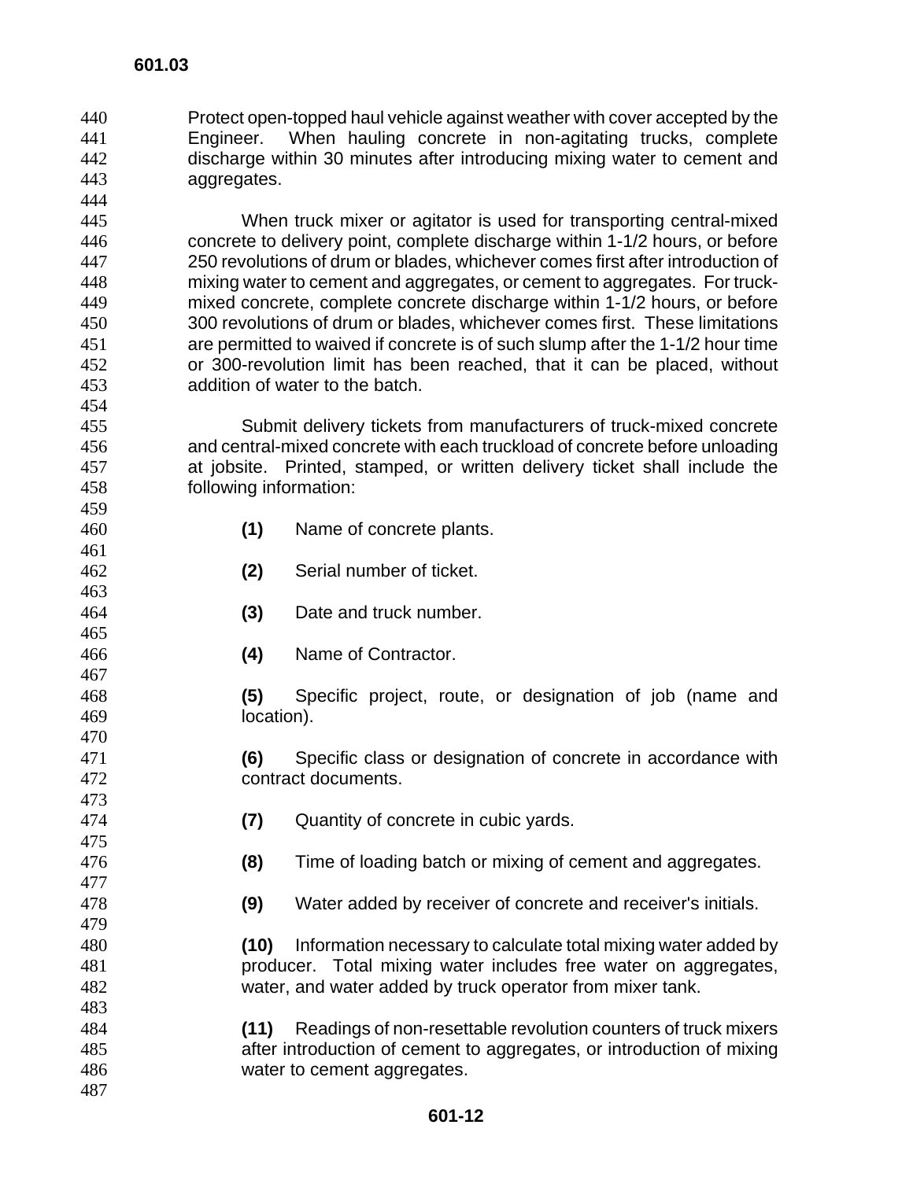Protect open-topped haul vehicle against weather with cover accepted by the Engineer. When hauling concrete in non-agitating trucks, complete discharge within 30 minutes after introducing mixing water to cement and aggregates.

When truck mixer or agitator is used for transporting central-mixed concrete to delivery point, complete discharge within 1-1/2 hours, or before 250 revolutions of drum or blades, whichever comes first after introduction of mixing water to cement and aggregates, or cement to aggregates. For truck-mixed concrete, complete concrete discharge within 1-1/2 hours, or before 300 revolutions of drum or blades, whichever comes first. These limitations are permitted to waived if concrete is of such slump after the 1-1/2 hour time or 300-revolution limit has been reached, that it can be placed, without addition of water to the batch.

Submit delivery tickets from manufacturers of truck-mixed concrete and central-mixed concrete with each truckload of concrete before unloading at jobsite. Printed, stamped, or written delivery ticket shall include the following information:

**(1)** Name of concrete plants.

**(2)** Serial number of ticket.

**(3)** Date and truck number.

**(4)** Name of Contractor.

**(5)** Specific project, route, or designation of job (name and location).

**(6)** Specific class or designation of concrete in accordance with contract documents.

**(7)** Quantity of concrete in cubic yards.

**(8)** Time of loading batch or mixing of cement and aggregates.

**(9)** Water added by receiver of concrete and receiver's initials.

**(10)** Information necessary to calculate total mixing water added by producer. Total mixing water includes free water on aggregates, water, and water added by truck operator from mixer tank.

**(11)** Readings of non-resettable revolution counters of truck mixers after introduction of cement to aggregates, or introduction of mixing water to cement aggregates.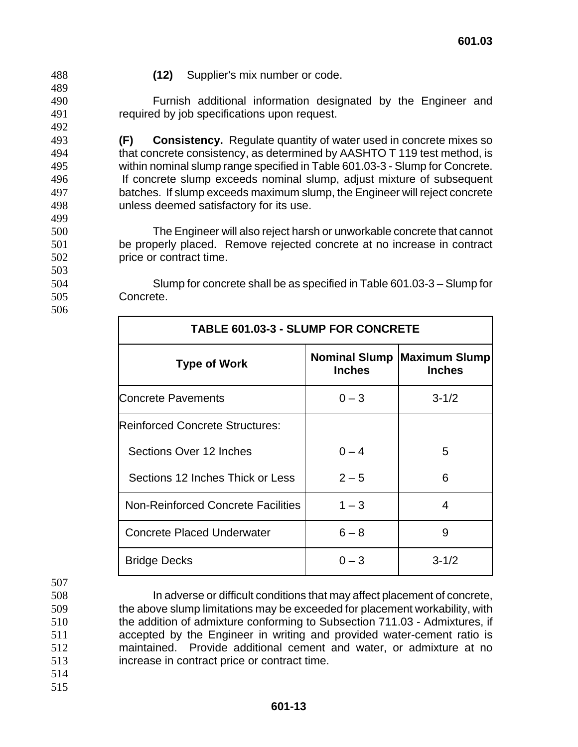**(12)** Supplier's mix number or code.

Furnish additional information designated by the Engineer and required by job specifications upon request.

**(F) Consistency.** Regulate quantity of water used in concrete mixes so that concrete consistency, as determined by AASHTO T 119 test method, is within nominal slump range specified in Table 601.03-3 - Slump for Concrete. If concrete slump exceeds nominal slump, adjust mixture of subsequent batches. If slump exceeds maximum slump, the Engineer will reject concrete unless deemed satisfactory for its use.

The Engineer will also reject harsh or unworkable concrete that cannot be properly placed. Remove rejected concrete at no increase in contract price or contract time.

Slump for concrete shall be as specified in Table 601.03-3 – Slump for Concrete.

**TABLE 601.03-3 - SLUMP FOR CONCRETE**

| Type of Work | Nominal Slump Inches | Maximum Slump Inches |
|---|---|---|
| Concrete Pavements | 0 – 3 | 3-1/2 |
| Reinforced Concrete Structures: | | |
| Sections Over 12 Inches | 0 – 4 | 5 |
| Sections 12 Inches Thick or Less | 2 – 5 | 6 |
| Non-Reinforced Concrete Facilities | 1 – 3 | 4 |
| Concrete Placed Underwater | 6 – 8 | 9 |
| Bridge Decks | 0 – 3 | 3-1/2 |

In adverse or difficult conditions that may affect placement of concrete, the above slump limitations may be exceeded for placement workability, with the addition of admixture conforming to Subsection 711.03 - Admixtures, if accepted by the Engineer in writing and provided water-cement ratio is maintained. Provide additional cement and water, or admixture at no increase in contract price or contract time.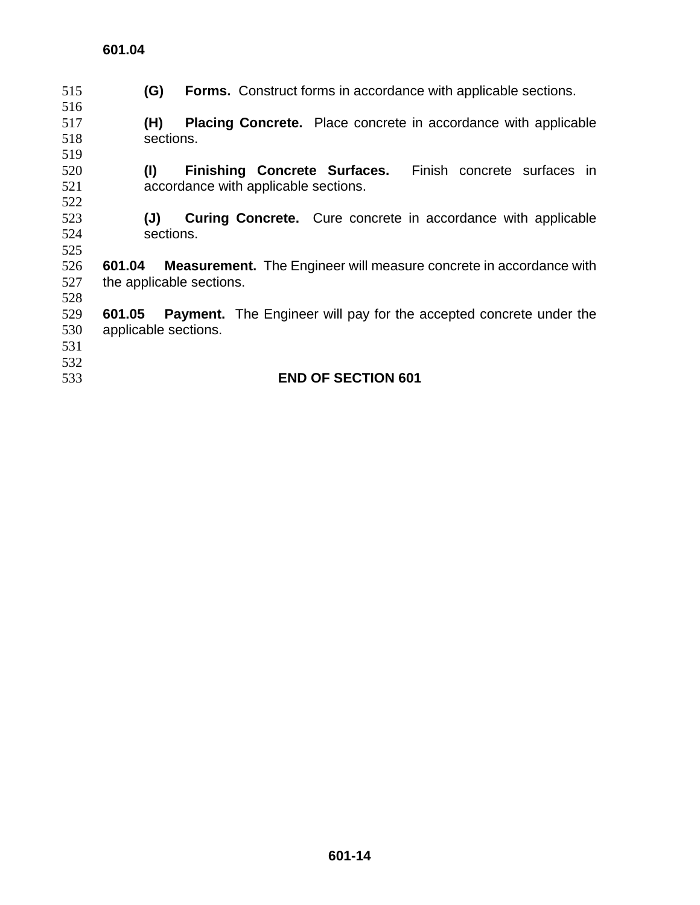**(G) Forms.** Construct forms in accordance with applicable sections.

**(H) Placing Concrete.** Place concrete in accordance with applicable sections.

**(I) Finishing Concrete Surfaces.** Finish concrete surfaces in accordance with applicable sections.

**(J) Curing Concrete.** Cure concrete in accordance with applicable sections.

**601.04 Measurement.** The Engineer will measure concrete in accordance with the applicable sections.

**601.05 Payment.** The Engineer will pay for the accepted concrete under the applicable sections.

**END OF SECTION 601**